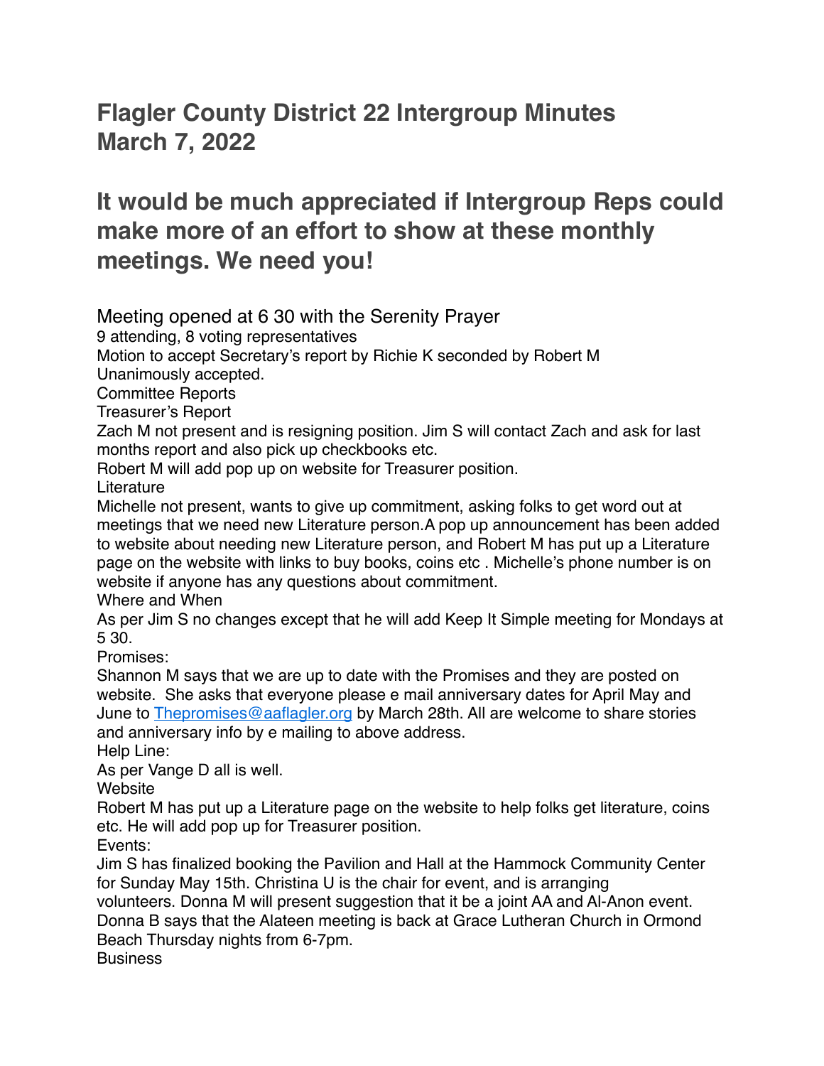# Flagler County District 22 Intergroup Minutes
# March 7, 2022

## It would be much appreciated if Intergroup Reps could make more of an effort to show at these monthly meetings. We need you!

Meeting opened at 6 30 with the Serenity Prayer
9 attending, 8 voting representatives
Motion to accept Secretary's report by Richie K seconded by Robert M
Unanimously accepted.
Committee Reports
Treasurer's Report
Zach M not present and is resigning position. Jim S will contact Zach and ask for last months report and also pick up checkbooks etc.
Robert M will add pop up on website for Treasurer position.
Literature
Michelle not present, wants to give up commitment, asking folks to get word out at meetings that we need new Literature person.A pop up announcement has been added to website about needing new Literature person, and Robert M has put up a Literature page on the website with links to buy books, coins etc . Michelle's phone number is on website if anyone has any questions about commitment.
Where and When
As per Jim S no changes except that he will add Keep It Simple meeting for Mondays at 5 30.
Promises:
Shannon M says that we are up to date with the Promises and they are posted on website. She asks that everyone please e mail anniversary dates for April May and June to Thepromises@aaflagler.org by March 28th. All are welcome to share stories and anniversary info by e mailing to above address.
Help Line:
As per Vange D all is well.
Website
Robert M has put up a Literature page on the website to help folks get literature, coins etc. He will add pop up for Treasurer position.
Events:
Jim S has finalized booking the Pavilion and Hall at the Hammock Community Center for Sunday May 15th. Christina U is the chair for event, and is arranging volunteers. Donna M will present suggestion that it be a joint AA and Al-Anon event. Donna B says that the Alateen meeting is back at Grace Lutheran Church in Ormond Beach Thursday nights from 6-7pm.
Business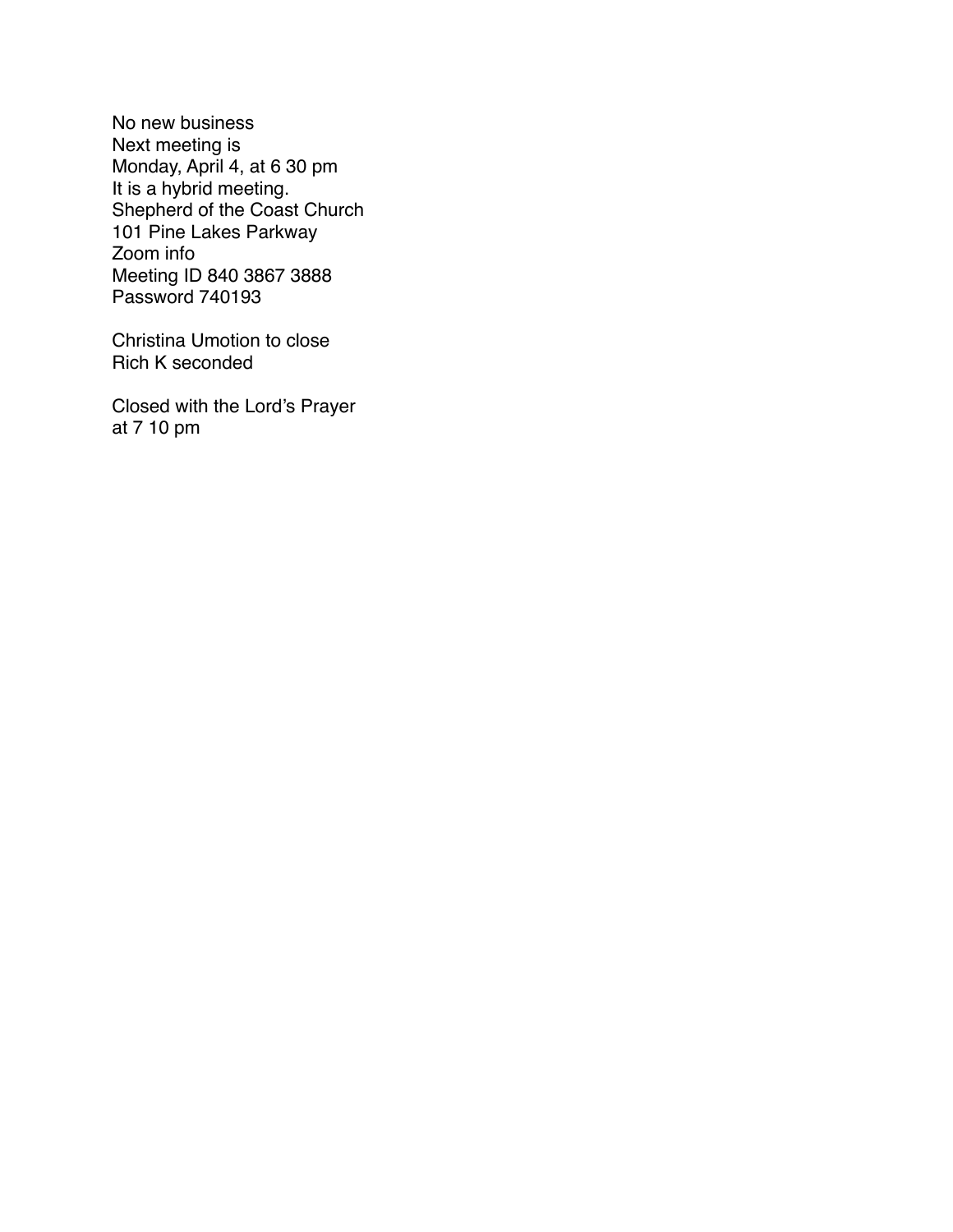No new business
Next meeting is
Monday, April 4, at 6 30 pm
It is a hybrid meeting.
Shepherd of the Coast Church
101 Pine Lakes Parkway
Zoom info
Meeting ID 840 3867 3888
Password 740193

Christina Umotion to close
Rich K seconded

Closed with the Lord's Prayer
at 7 10 pm